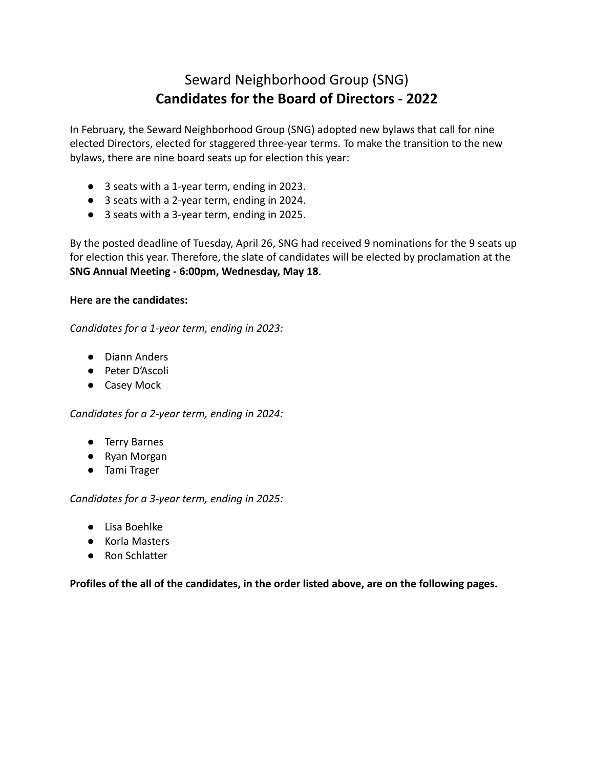# Seward Neighborhood Group (SNG)
# **Candidates for the Board of Directors - 2022**

In February, the Seward Neighborhood Group (SNG) adopted new bylaws that call for nine elected Directors, elected for staggered three-year terms. To make the transition to the new bylaws, there are nine board seats up for election this year:

- 3 seats with a 1-year term, ending in 2023.
- 3 seats with a 2-year term, ending in 2024.
- 3 seats with a 3-year term, ending in 2025.

By the posted deadline of Tuesday, April 26, SNG had received 9 nominations for the 9 seats up for election this year. Therefore, the slate of candidates will be elected by proclamation at the **SNG Annual Meeting - 6:00pm, Wednesday, May 18**.

**Here are the candidates:**

*Candidates for a 1-year term, ending in 2023:*

- Diann Anders
- Peter D'Ascoli
- Casey Mock

*Candidates for a 2-year term, ending in 2024:*

- Terry Barnes
- Ryan Morgan
- Tami Trager

*Candidates for a 3-year term, ending in 2025:*

- Lisa Boehlke
- Korla Masters
- Ron Schlatter

**Profiles of the all of the candidates, in the order listed above, are on the following pages.**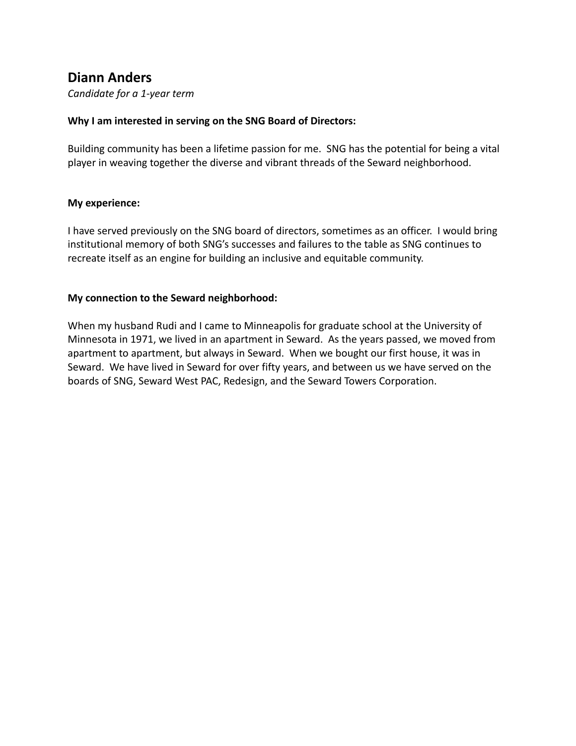## Diann Anders

*Candidate for a 1-year term*

**Why I am interested in serving on the SNG Board of Directors:**

Building community has been a lifetime passion for me. SNG has the potential for being a vital player in weaving together the diverse and vibrant threads of the Seward neighborhood.

**My experience:**

I have served previously on the SNG board of directors, sometimes as an officer. I would bring institutional memory of both SNG's successes and failures to the table as SNG continues to recreate itself as an engine for building an inclusive and equitable community.

**My connection to the Seward neighborhood:**

When my husband Rudi and I came to Minneapolis for graduate school at the University of Minnesota in 1971, we lived in an apartment in Seward. As the years passed, we moved from apartment to apartment, but always in Seward. When we bought our first house, it was in Seward. We have lived in Seward for over fifty years, and between us we have served on the boards of SNG, Seward West PAC, Redesign, and the Seward Towers Corporation.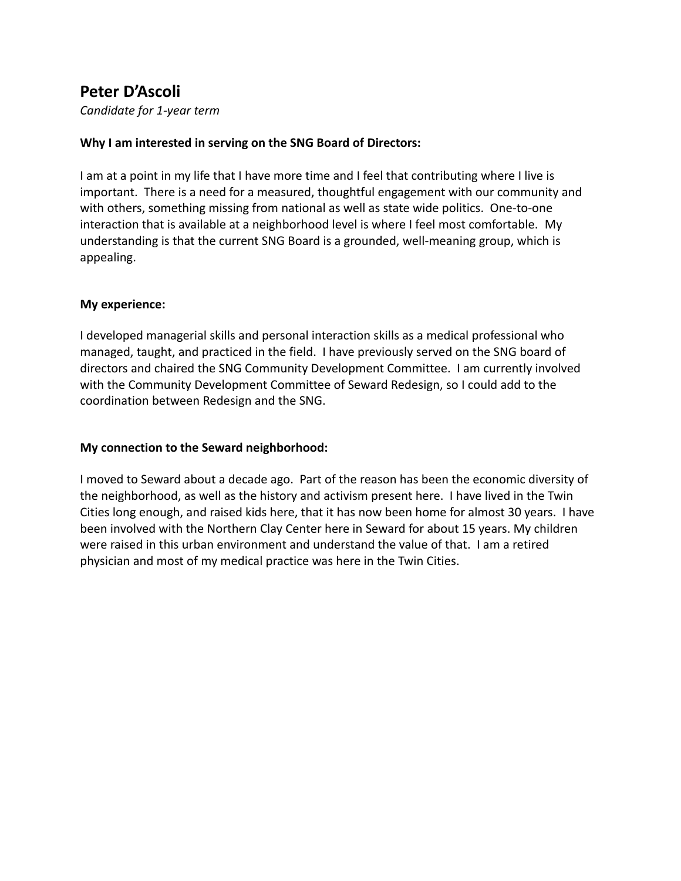## Peter D'Ascoli

*Candidate for 1-year term*

**Why I am interested in serving on the SNG Board of Directors:**

I am at a point in my life that I have more time and I feel that contributing where I live is important. There is a need for a measured, thoughtful engagement with our community and with others, something missing from national as well as state wide politics. One-to-one interaction that is available at a neighborhood level is where I feel most comfortable. My understanding is that the current SNG Board is a grounded, well-meaning group, which is appealing.

**My experience:**

I developed managerial skills and personal interaction skills as a medical professional who managed, taught, and practiced in the field. I have previously served on the SNG board of directors and chaired the SNG Community Development Committee. I am currently involved with the Community Development Committee of Seward Redesign, so I could add to the coordination between Redesign and the SNG.

**My connection to the Seward neighborhood:**

I moved to Seward about a decade ago. Part of the reason has been the economic diversity of the neighborhood, as well as the history and activism present here. I have lived in the Twin Cities long enough, and raised kids here, that it has now been home for almost 30 years. I have been involved with the Northern Clay Center here in Seward for about 15 years. My children were raised in this urban environment and understand the value of that. I am a retired physician and most of my medical practice was here in the Twin Cities.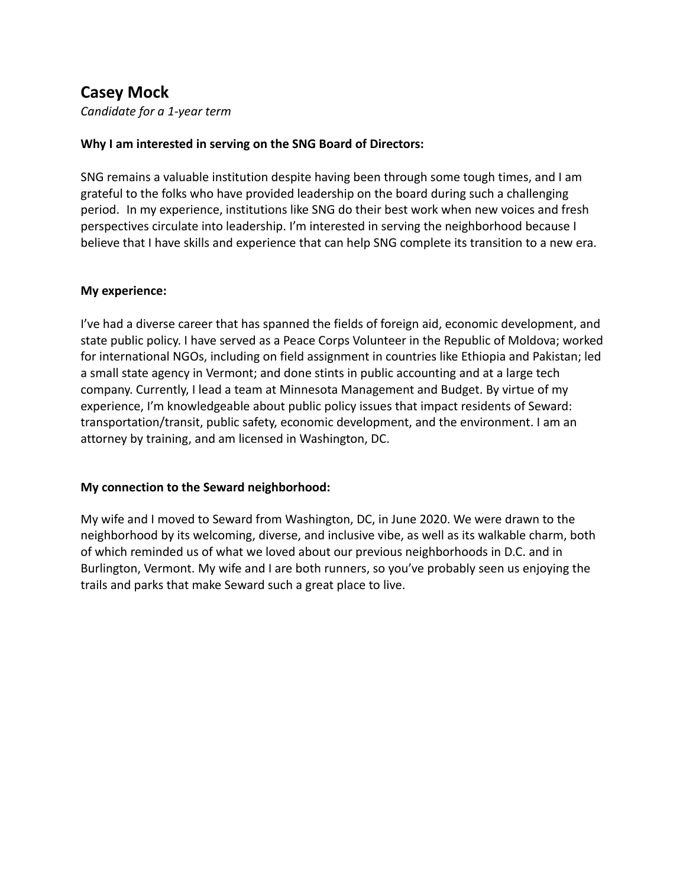## Casey Mock

*Candidate for a 1-year term*

**Why I am interested in serving on the SNG Board of Directors:**

SNG remains a valuable institution despite having been through some tough times, and I am grateful to the folks who have provided leadership on the board during such a challenging period. In my experience, institutions like SNG do their best work when new voices and fresh perspectives circulate into leadership. I'm interested in serving the neighborhood because I believe that I have skills and experience that can help SNG complete its transition to a new era.

**My experience:**

I've had a diverse career that has spanned the fields of foreign aid, economic development, and state public policy. I have served as a Peace Corps Volunteer in the Republic of Moldova; worked for international NGOs, including on field assignment in countries like Ethiopia and Pakistan; led a small state agency in Vermont; and done stints in public accounting and at a large tech company. Currently, I lead a team at Minnesota Management and Budget. By virtue of my experience, I'm knowledgeable about public policy issues that impact residents of Seward: transportation/transit, public safety, economic development, and the environment. I am an attorney by training, and am licensed in Washington, DC.

**My connection to the Seward neighborhood:**

My wife and I moved to Seward from Washington, DC, in June 2020. We were drawn to the neighborhood by its welcoming, diverse, and inclusive vibe, as well as its walkable charm, both of which reminded us of what we loved about our previous neighborhoods in D.C. and in Burlington, Vermont. My wife and I are both runners, so you've probably seen us enjoying the trails and parks that make Seward such a great place to live.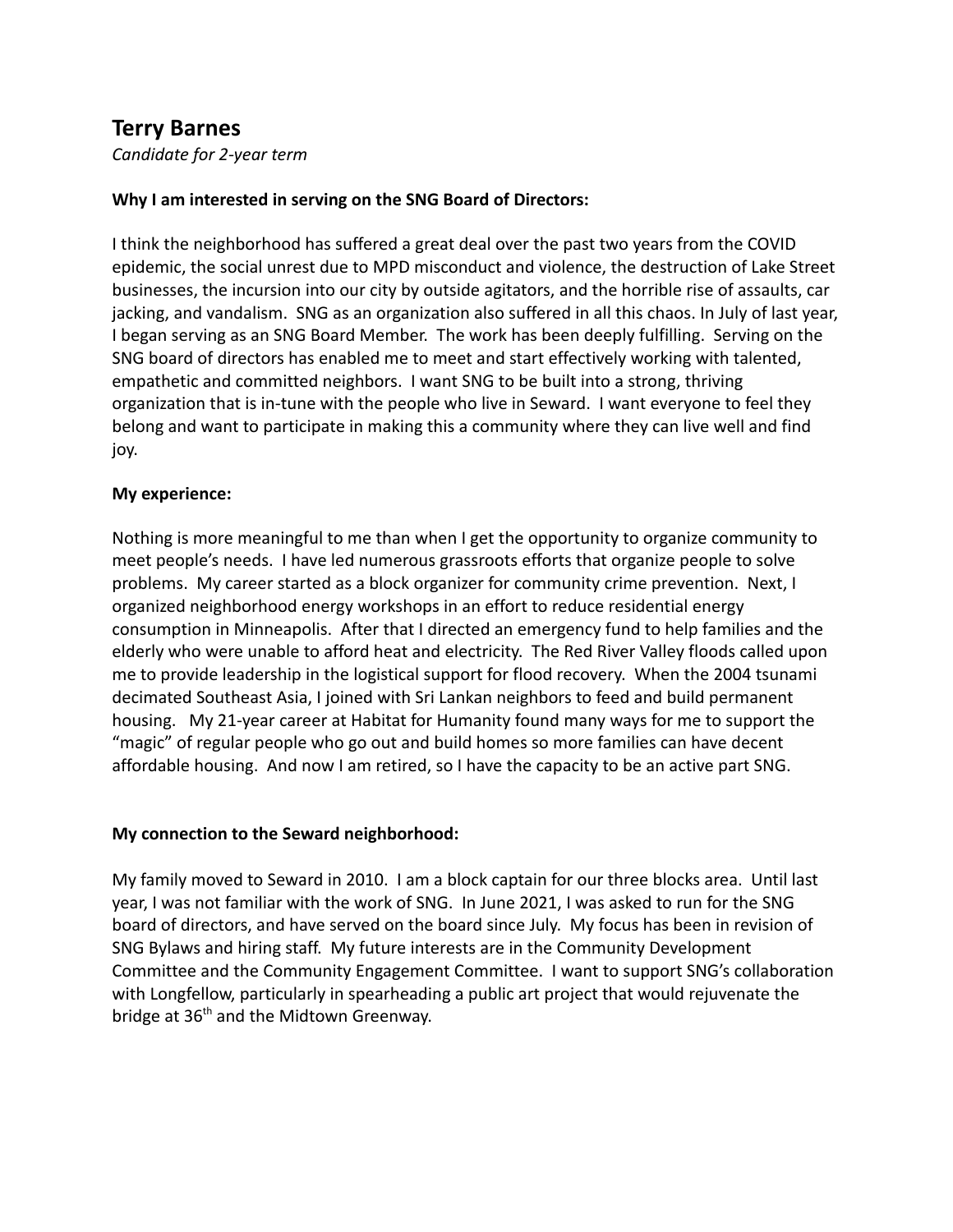## Terry Barnes

*Candidate for 2-year term*

**Why I am interested in serving on the SNG Board of Directors:**

I think the neighborhood has suffered a great deal over the past two years from the COVID epidemic, the social unrest due to MPD misconduct and violence, the destruction of Lake Street businesses, the incursion into our city by outside agitators, and the horrible rise of assaults, car jacking, and vandalism. SNG as an organization also suffered in all this chaos. In July of last year, I began serving as an SNG Board Member. The work has been deeply fulfilling. Serving on the SNG board of directors has enabled me to meet and start effectively working with talented, empathetic and committed neighbors. I want SNG to be built into a strong, thriving organization that is in-tune with the people who live in Seward. I want everyone to feel they belong and want to participate in making this a community where they can live well and find joy.

**My experience:**

Nothing is more meaningful to me than when I get the opportunity to organize community to meet people's needs. I have led numerous grassroots efforts that organize people to solve problems. My career started as a block organizer for community crime prevention. Next, I organized neighborhood energy workshops in an effort to reduce residential energy consumption in Minneapolis. After that I directed an emergency fund to help families and the elderly who were unable to afford heat and electricity. The Red River Valley floods called upon me to provide leadership in the logistical support for flood recovery. When the 2004 tsunami decimated Southeast Asia, I joined with Sri Lankan neighbors to feed and build permanent housing. My 21-year career at Habitat for Humanity found many ways for me to support the "magic" of regular people who go out and build homes so more families can have decent affordable housing. And now I am retired, so I have the capacity to be an active part SNG.

**My connection to the Seward neighborhood:**

My family moved to Seward in 2010. I am a block captain for our three blocks area. Until last year, I was not familiar with the work of SNG. In June 2021, I was asked to run for the SNG board of directors, and have served on the board since July. My focus has been in revision of SNG Bylaws and hiring staff. My future interests are in the Community Development Committee and the Community Engagement Committee. I want to support SNG's collaboration with Longfellow, particularly in spearheading a public art project that would rejuvenate the bridge at 36th and the Midtown Greenway.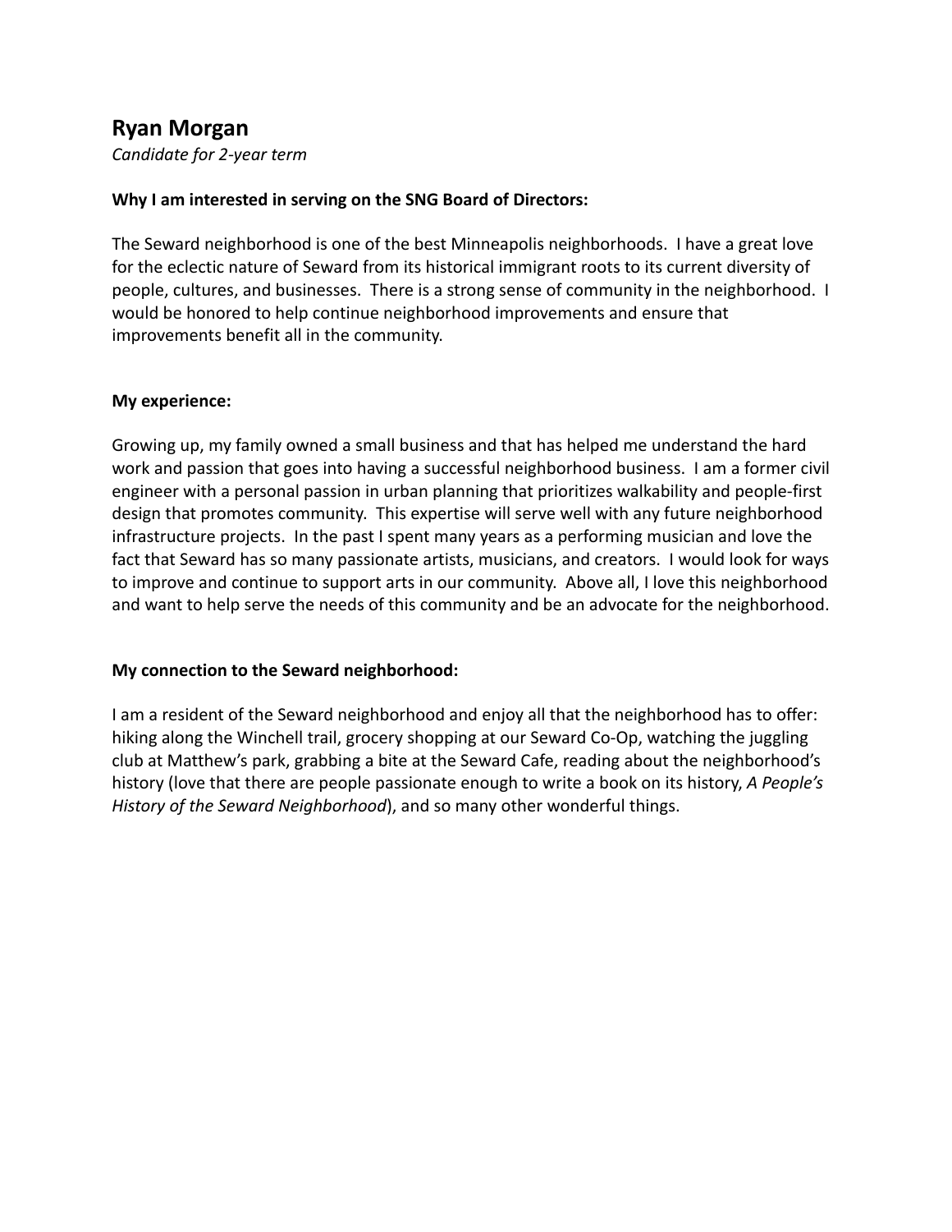## Ryan Morgan

*Candidate for 2-year term*

**Why I am interested in serving on the SNG Board of Directors:**

The Seward neighborhood is one of the best Minneapolis neighborhoods. I have a great love for the eclectic nature of Seward from its historical immigrant roots to its current diversity of people, cultures, and businesses. There is a strong sense of community in the neighborhood. I would be honored to help continue neighborhood improvements and ensure that improvements benefit all in the community.

**My experience:**

Growing up, my family owned a small business and that has helped me understand the hard work and passion that goes into having a successful neighborhood business. I am a former civil engineer with a personal passion in urban planning that prioritizes walkability and people-first design that promotes community. This expertise will serve well with any future neighborhood infrastructure projects. In the past I spent many years as a performing musician and love the fact that Seward has so many passionate artists, musicians, and creators. I would look for ways to improve and continue to support arts in our community. Above all, I love this neighborhood and want to help serve the needs of this community and be an advocate for the neighborhood.

**My connection to the Seward neighborhood:**

I am a resident of the Seward neighborhood and enjoy all that the neighborhood has to offer: hiking along the Winchell trail, grocery shopping at our Seward Co-Op, watching the juggling club at Matthew's park, grabbing a bite at the Seward Cafe, reading about the neighborhood's history (love that there are people passionate enough to write a book on its history, *A People's History of the Seward Neighborhood*), and so many other wonderful things.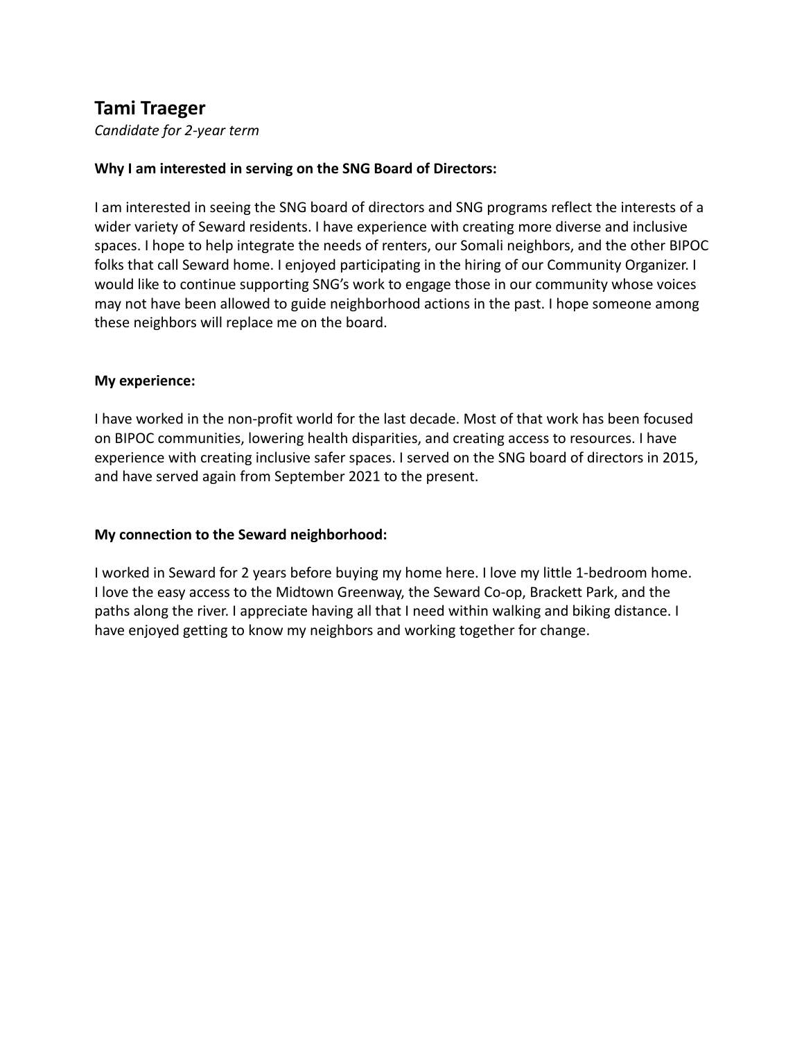## Tami Traeger

*Candidate for 2-year term*

**Why I am interested in serving on the SNG Board of Directors:**

I am interested in seeing the SNG board of directors and SNG programs reflect the interests of a wider variety of Seward residents. I have experience with creating more diverse and inclusive spaces. I hope to help integrate the needs of renters, our Somali neighbors, and the other BIPOC folks that call Seward home. I enjoyed participating in the hiring of our Community Organizer. I would like to continue supporting SNG's work to engage those in our community whose voices may not have been allowed to guide neighborhood actions in the past. I hope someone among these neighbors will replace me on the board.

**My experience:**

I have worked in the non-profit world for the last decade. Most of that work has been focused on BIPOC communities, lowering health disparities, and creating access to resources. I have experience with creating inclusive safer spaces. I served on the SNG board of directors in 2015, and have served again from September 2021 to the present.

**My connection to the Seward neighborhood:**

I worked in Seward for 2 years before buying my home here. I love my little 1-bedroom home. I love the easy access to the Midtown Greenway, the Seward Co-op, Brackett Park, and the paths along the river. I appreciate having all that I need within walking and biking distance. I have enjoyed getting to know my neighbors and working together for change.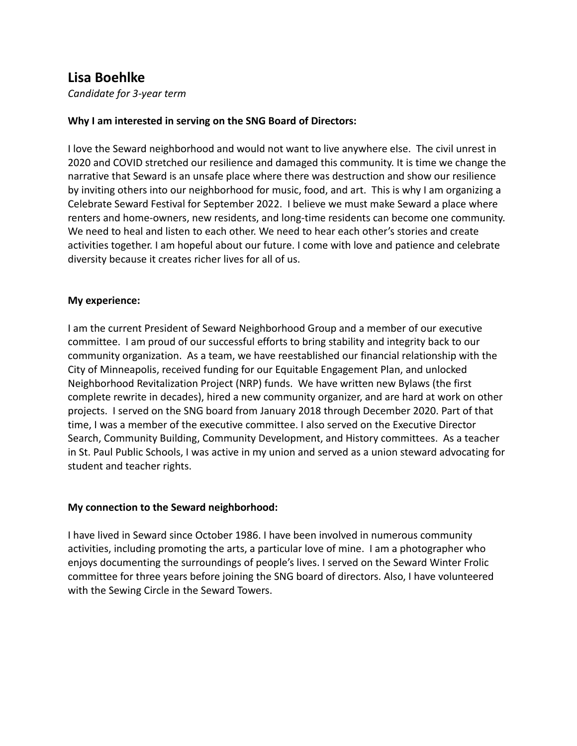## Lisa Boehlke

*Candidate for 3-year term*

**Why I am interested in serving on the SNG Board of Directors:**

I love the Seward neighborhood and would not want to live anywhere else. The civil unrest in 2020 and COVID stretched our resilience and damaged this community. It is time we change the narrative that Seward is an unsafe place where there was destruction and show our resilience by inviting others into our neighborhood for music, food, and art. This is why I am organizing a Celebrate Seward Festival for September 2022. I believe we must make Seward a place where renters and home-owners, new residents, and long-time residents can become one community. We need to heal and listen to each other. We need to hear each other's stories and create activities together. I am hopeful about our future. I come with love and patience and celebrate diversity because it creates richer lives for all of us.

**My experience:**

I am the current President of Seward Neighborhood Group and a member of our executive committee. I am proud of our successful efforts to bring stability and integrity back to our community organization. As a team, we have reestablished our financial relationship with the City of Minneapolis, received funding for our Equitable Engagement Plan, and unlocked Neighborhood Revitalization Project (NRP) funds. We have written new Bylaws (the first complete rewrite in decades), hired a new community organizer, and are hard at work on other projects. I served on the SNG board from January 2018 through December 2020. Part of that time, I was a member of the executive committee. I also served on the Executive Director Search, Community Building, Community Development, and History committees. As a teacher in St. Paul Public Schools, I was active in my union and served as a union steward advocating for student and teacher rights.

**My connection to the Seward neighborhood:**

I have lived in Seward since October 1986. I have been involved in numerous community activities, including promoting the arts, a particular love of mine. I am a photographer who enjoys documenting the surroundings of people's lives. I served on the Seward Winter Frolic committee for three years before joining the SNG board of directors. Also, I have volunteered with the Sewing Circle in the Seward Towers.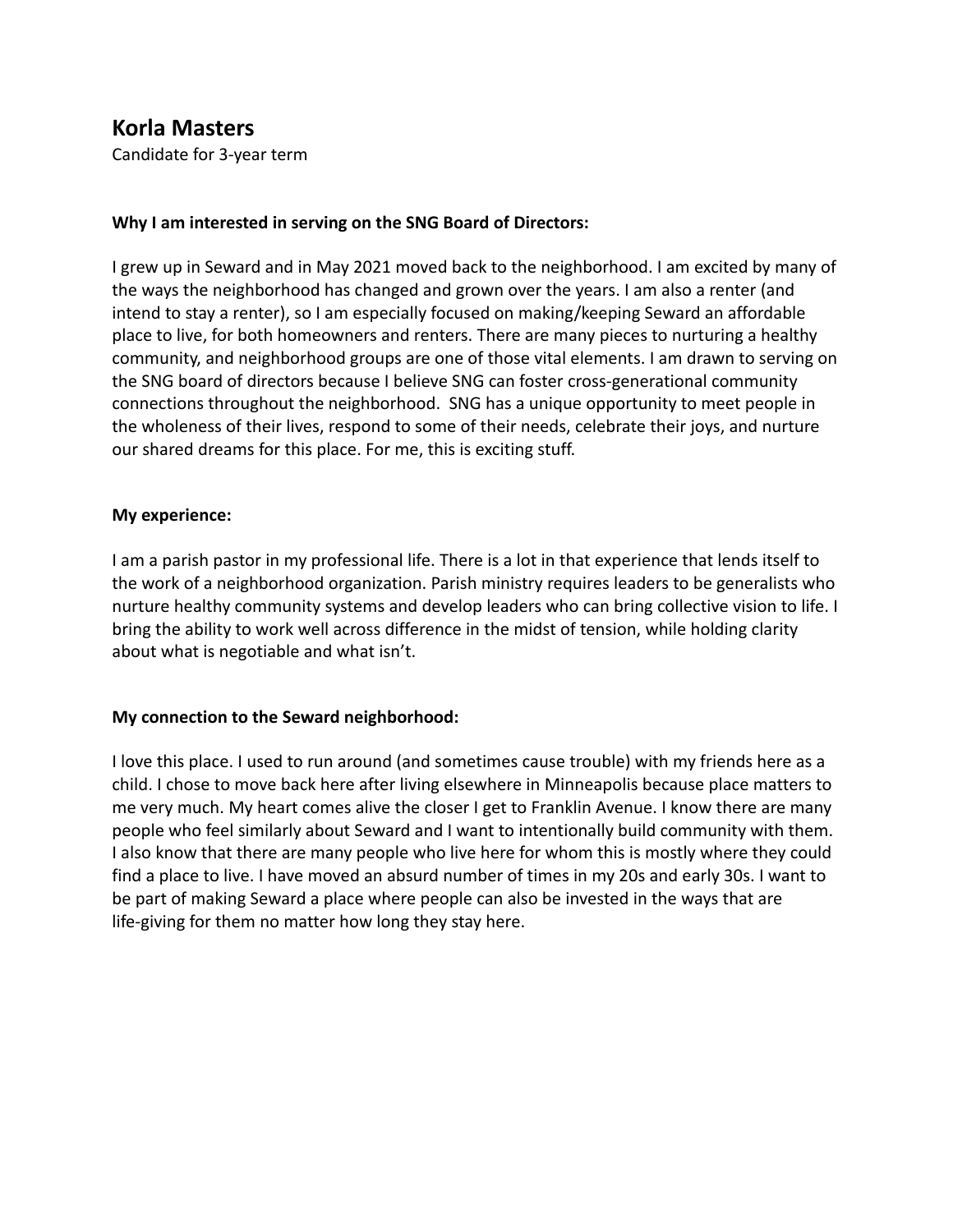## Korla Masters

Candidate for 3-year term

**Why I am interested in serving on the SNG Board of Directors:**

I grew up in Seward and in May 2021 moved back to the neighborhood. I am excited by many of the ways the neighborhood has changed and grown over the years. I am also a renter (and intend to stay a renter), so I am especially focused on making/keeping Seward an affordable place to live, for both homeowners and renters. There are many pieces to nurturing a healthy community, and neighborhood groups are one of those vital elements. I am drawn to serving on the SNG board of directors because I believe SNG can foster cross-generational community connections throughout the neighborhood. SNG has a unique opportunity to meet people in the wholeness of their lives, respond to some of their needs, celebrate their joys, and nurture our shared dreams for this place. For me, this is exciting stuff.

**My experience:**

I am a parish pastor in my professional life. There is a lot in that experience that lends itself to the work of a neighborhood organization. Parish ministry requires leaders to be generalists who nurture healthy community systems and develop leaders who can bring collective vision to life. I bring the ability to work well across difference in the midst of tension, while holding clarity about what is negotiable and what isn't.

**My connection to the Seward neighborhood:**

I love this place. I used to run around (and sometimes cause trouble) with my friends here as a child. I chose to move back here after living elsewhere in Minneapolis because place matters to me very much. My heart comes alive the closer I get to Franklin Avenue. I know there are many people who feel similarly about Seward and I want to intentionally build community with them. I also know that there are many people who live here for whom this is mostly where they could find a place to live. I have moved an absurd number of times in my 20s and early 30s. I want to be part of making Seward a place where people can also be invested in the ways that are life-giving for them no matter how long they stay here.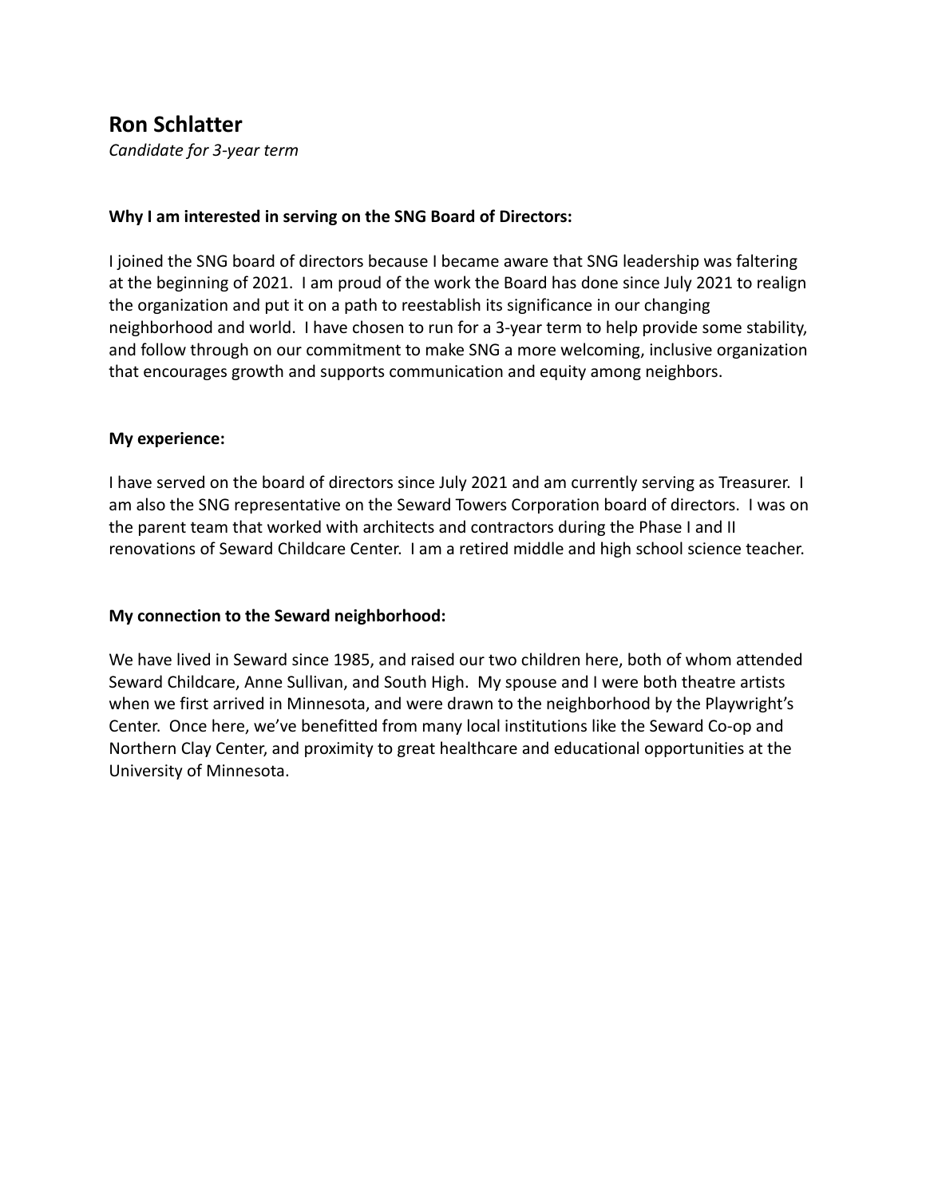## Ron Schlatter

*Candidate for 3-year term*

**Why I am interested in serving on the SNG Board of Directors:**

I joined the SNG board of directors because I became aware that SNG leadership was faltering at the beginning of 2021. I am proud of the work the Board has done since July 2021 to realign the organization and put it on a path to reestablish its significance in our changing neighborhood and world. I have chosen to run for a 3-year term to help provide some stability, and follow through on our commitment to make SNG a more welcoming, inclusive organization that encourages growth and supports communication and equity among neighbors.

**My experience:**

I have served on the board of directors since July 2021 and am currently serving as Treasurer. I am also the SNG representative on the Seward Towers Corporation board of directors. I was on the parent team that worked with architects and contractors during the Phase I and II renovations of Seward Childcare Center. I am a retired middle and high school science teacher.

**My connection to the Seward neighborhood:**

We have lived in Seward since 1985, and raised our two children here, both of whom attended Seward Childcare, Anne Sullivan, and South High. My spouse and I were both theatre artists when we first arrived in Minnesota, and were drawn to the neighborhood by the Playwright's Center. Once here, we've benefitted from many local institutions like the Seward Co-op and Northern Clay Center, and proximity to great healthcare and educational opportunities at the University of Minnesota.